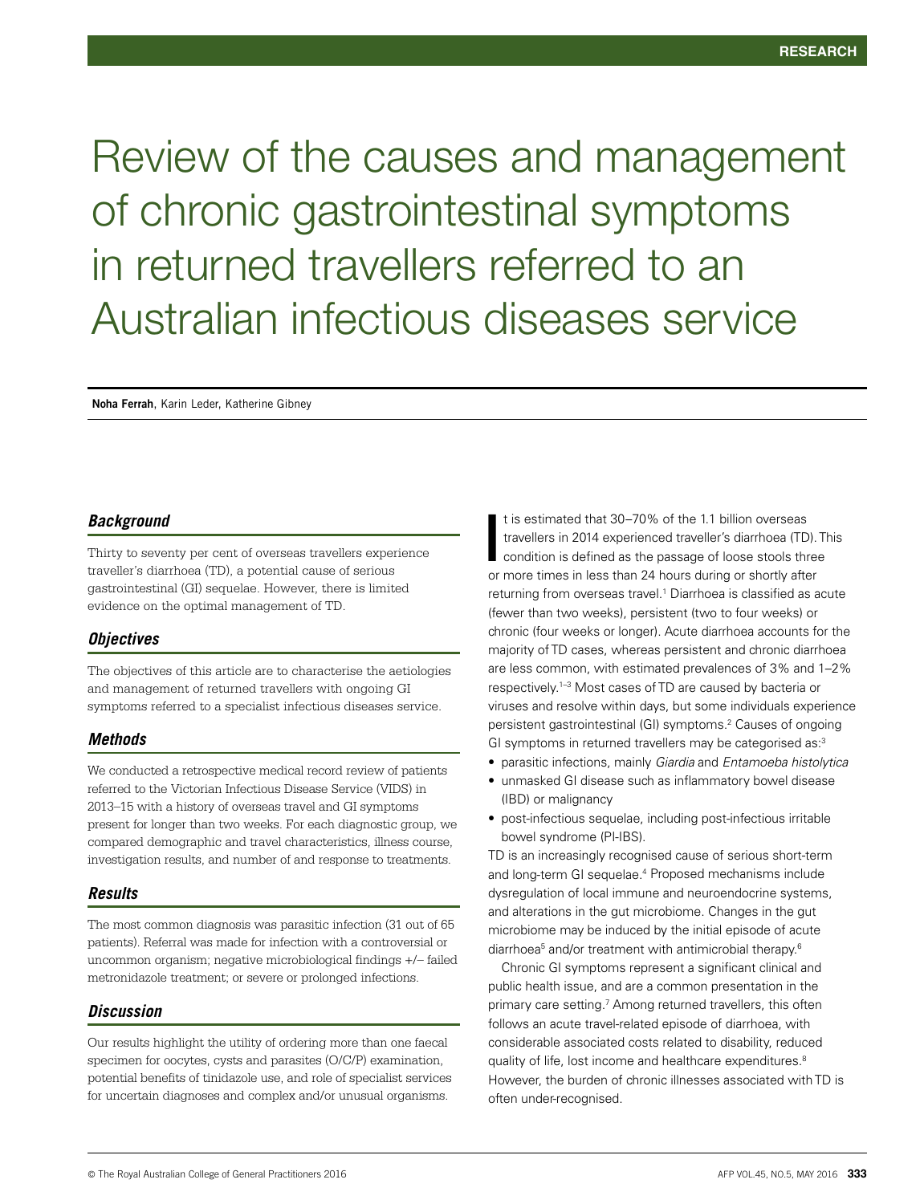# Review of the causes and management of chronic gastrointestinal symptoms in returned travellers referred to an Australian infectious diseases service

**Noha Ferrah**, Karin Leder, Katherine Gibney

### *Background*

Thirty to seventy per cent of overseas travellers experience traveller's diarrhoea (TD), a potential cause of serious gastrointestinal (GI) sequelae. However, there is limited evidence on the optimal management of TD.

### *Objectives*

The objectives of this article are to characterise the aetiologies and management of returned travellers with ongoing GI symptoms referred to a specialist infectious diseases service.

### *Methods*

We conducted a retrospective medical record review of patients referred to the Victorian Infectious Disease Service (VIDS) in 2013–15 with a history of overseas travel and GI symptoms present for longer than two weeks. For each diagnostic group, we compared demographic and travel characteristics, illness course, investigation results, and number of and response to treatments.

### *Results*

The most common diagnosis was parasitic infection (31 out of 65 patients). Referral was made for infection with a controversial or uncommon organism; negative microbiological findings +/– failed metronidazole treatment; or severe or prolonged infections.

### *Discussion*

Our results highlight the utility of ordering more than one faecal specimen for oocytes, cysts and parasites (O/C/P) examination, potential benefits of tinidazole use, and role of specialist services for uncertain diagnoses and complex and/or unusual organisms.

It is estimated that 30–70% of the 1.1 billion overseas travellers in 2014 experienced traveller's diarrhoea (TD). This condition is defined as the passage of loose stools three or more times in less than 24 hours during or shortly after returning from overseas travel.[1] Diarrhoea is classified as acute (fewer than two weeks), persistent (two to four weeks) or chronic (four weeks or longer). Acute diarrhoea accounts for the majority of TD cases, whereas persistent and chronic diarrhoea are less common, with estimated prevalences of 3% and 1–2% respectively.[1–3] Most cases of TD are caused by bacteria or viruses and resolve within days, but some individuals experience persistent gastrointestinal (GI) symptoms.[2] Causes of ongoing GI symptoms in returned travellers may be categorised as:[3]

- parasitic infections, mainly *Giardia* and *Entamoeba histolytica*
- unmasked GI disease such as inflammatory bowel disease (IBD) or malignancy
- post-infectious sequelae, including post-infectious irritable bowel syndrome (PI-IBS).

TD is an increasingly recognised cause of serious short-term and long-term GI sequelae.[4] Proposed mechanisms include dysregulation of local immune and neuroendocrine systems, and alterations in the gut microbiome. Changes in the gut microbiome may be induced by the initial episode of acute diarrhoea[5] and/or treatment with antimicrobial therapy.[6]

Chronic GI symptoms represent a significant clinical and public health issue, and are a common presentation in the primary care setting.[7] Among returned travellers, this often follows an acute travel-related episode of diarrhoea, with considerable associated costs related to disability, reduced quality of life, lost income and healthcare expenditures.[8] However, the burden of chronic illnesses associated with TD is often under-recognised.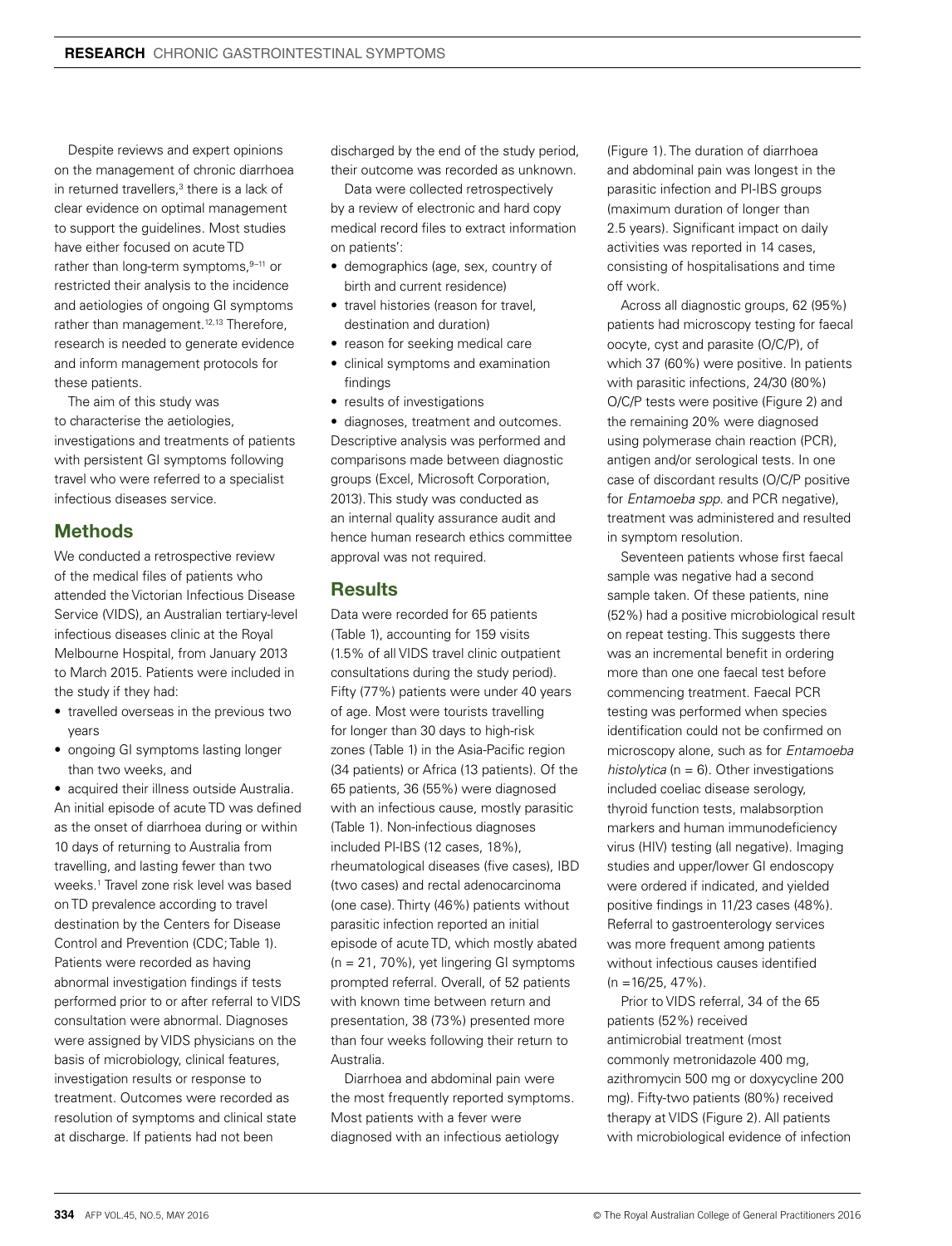Despite reviews and expert opinions on the management of chronic diarrhoea in returned travellers,[3] there is a lack of clear evidence on optimal management to support the guidelines. Most studies have either focused on acute TD rather than long-term symptoms,[9–11] or restricted their analysis to the incidence and aetiologies of ongoing GI symptoms rather than management.[12,13] Therefore, research is needed to generate evidence and inform management protocols for these patients.

The aim of this study was to characterise the aetiologies, investigations and treatments of patients with persistent GI symptoms following travel who were referred to a specialist infectious diseases service.

## Methods

We conducted a retrospective review of the medical files of patients who attended the Victorian Infectious Disease Service (VIDS), an Australian tertiary-level infectious diseases clinic at the Royal Melbourne Hospital, from January 2013 to March 2015. Patients were included in the study if they had:

- travelled overseas in the previous two years
- ongoing GI symptoms lasting longer than two weeks, and
- acquired their illness outside Australia.

An initial episode of acute TD was defined as the onset of diarrhoea during or within 10 days of returning to Australia from travelling, and lasting fewer than two weeks.[1] Travel zone risk level was based on TD prevalence according to travel destination by the Centers for Disease Control and Prevention (CDC; Table 1). Patients were recorded as having abnormal investigation findings if tests performed prior to or after referral to VIDS consultation were abnormal. Diagnoses were assigned by VIDS physicians on the basis of microbiology, clinical features, investigation results or response to treatment. Outcomes were recorded as resolution of symptoms and clinical state at discharge. If patients had not been discharged by the end of the study period, their outcome was recorded as unknown.

Data were collected retrospectively by a review of electronic and hard copy medical record files to extract information on patients':

- demographics (age, sex, country of birth and current residence)
- travel histories (reason for travel, destination and duration)
- reason for seeking medical care
- clinical symptoms and examination findings
- results of investigations
- diagnoses, treatment and outcomes.

Descriptive analysis was performed and comparisons made between diagnostic groups (Excel, Microsoft Corporation, 2013). This study was conducted as an internal quality assurance audit and hence human research ethics committee approval was not required.

## Results

Data were recorded for 65 patients (Table 1), accounting for 159 visits (1.5% of all VIDS travel clinic outpatient consultations during the study period). Fifty (77%) patients were under 40 years of age. Most were tourists travelling for longer than 30 days to high-risk zones (Table 1) in the Asia-Pacific region (34 patients) or Africa (13 patients). Of the 65 patients, 36 (55%) were diagnosed with an infectious cause, mostly parasitic (Table 1). Non-infectious diagnoses included PI-IBS (12 cases, 18%), rheumatological diseases (five cases), IBD (two cases) and rectal adenocarcinoma (one case). Thirty (46%) patients without parasitic infection reported an initial episode of acute TD, which mostly abated (n = 21, 70%), yet lingering GI symptoms prompted referral. Overall, of 52 patients with known time between return and presentation, 38 (73%) presented more than four weeks following their return to Australia.

Diarrhoea and abdominal pain were the most frequently reported symptoms. Most patients with a fever were diagnosed with an infectious aetiology (Figure 1). The duration of diarrhoea and abdominal pain was longest in the parasitic infection and PI-IBS groups (maximum duration of longer than 2.5 years). Significant impact on daily activities was reported in 14 cases, consisting of hospitalisations and time off work.

Across all diagnostic groups, 62 (95%) patients had microscopy testing for faecal oocyte, cyst and parasite (O/C/P), of which 37 (60%) were positive. In patients with parasitic infections, 24/30 (80%) O/C/P tests were positive (Figure 2) and the remaining 20% were diagnosed using polymerase chain reaction (PCR), antigen and/or serological tests. In one case of discordant results (O/C/P positive for *Entamoeba spp.* and PCR negative), treatment was administered and resulted in symptom resolution.

Seventeen patients whose first faecal sample was negative had a second sample taken. Of these patients, nine (52%) had a positive microbiological result on repeat testing. This suggests there was an incremental benefit in ordering more than one one faecal test before commencing treatment. Faecal PCR testing was performed when species identification could not be confirmed on microscopy alone, such as for *Entamoeba histolytica* (n = 6). Other investigations included coeliac disease serology, thyroid function tests, malabsorption markers and human immunodeficiency virus (HIV) testing (all negative). Imaging studies and upper/lower GI endoscopy were ordered if indicated, and yielded positive findings in 11/23 cases (48%). Referral to gastroenterology services was more frequent among patients without infectious causes identified (n =16/25, 47%).

Prior to VIDS referral, 34 of the 65 patients (52%) received antimicrobial treatment (most commonly metronidazole 400 mg, azithromycin 500 mg or doxycycline 200 mg). Fifty-two patients (80%) received therapy at VIDS (Figure 2). All patients with microbiological evidence of infection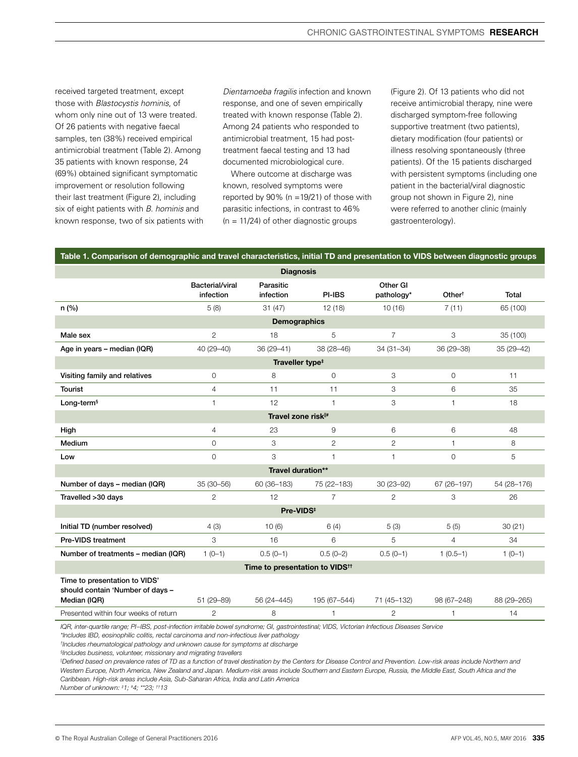received targeted treatment, except those with *Blastocystis hominis*, of whom only nine out of 13 were treated. Of 26 patients with negative faecal samples, ten (38%) received empirical antimicrobial treatment (Table 2). Among 35 patients with known response, 24 (69%) obtained significant symptomatic improvement or resolution following their last treatment (Figure 2), including six of eight patients with *B. hominis* and known response, two of six patients with *Dientamoeba fragilis* infection and known response, and one of seven empirically treated with known response (Table 2). Among 24 patients who responded to antimicrobial treatment, 15 had post-treatment faecal testing and 13 had documented microbiological cure.

Where outcome at discharge was known, resolved symptoms were reported by 90% (n =19/21) of those with parasitic infections, in contrast to 46% (n = 11/24) of other diagnostic groups (Figure 2). Of 13 patients who did not receive antimicrobial therapy, nine were discharged symptom-free following supportive treatment (two patients), dietary modification (four patients) or illness resolving spontaneously (three patients). Of the 15 patients discharged with persistent symptoms (including one patient in the bacterial/viral diagnostic group not shown in Figure 2), nine were referred to another clinic (mainly gastroenterology).

**Table 1. Comparison of demographic and travel characteristics, initial TD and presentation to VIDS between diagnostic groups**

| | Diagnosis | | | | | |
|---|---|---|---|---|---|---|
| | Bacterial/viral infection | Parasitic infection | PI-IBS | Other GI pathology* | Other[†] | Total |
| n (%) | 5 (8) | 31 (47) | 12 (18) | 10 (16) | 7 (11) | 65 (100) |
| **Demographics** | | | | | | |
| Male sex | 2 | 18 | 5 | 7 | 3 | 35 (100) |
| Age in years – median (IQR) | 40 (29–40) | 36 (29–41) | 38 (28–46) | 34 (31–34) | 36 (29–38) | 35 (29–42) |
| **Traveller type[‡]** | | | | | | |
| Visiting family and relatives | 0 | 8 | 0 | 3 | 0 | 11 |
| Tourist | 4 | 11 | 11 | 3 | 6 | 35 |
| Long-term[§] | 1 | 12 | 1 | 3 | 1 | 18 |
| **Travel zone risk[‖#]** | | | | | | |
| High | 4 | 23 | 9 | 6 | 6 | 48 |
| Medium | 0 | 3 | 2 | 2 | 1 | 8 |
| Low | 0 | 3 | 1 | 1 | 0 | 5 |
| **Travel duration\*\*** | | | | | | |
| Number of days – median (IQR) | 35 (30–56) | 60 (36–183) | 75 (22–183) | 30 (23–92) | 67 (26–197) | 54 (28–176) |
| Travelled >30 days | 2 | 12 | 7 | 2 | 3 | 26 |
| **Pre-VIDS[‡]** | | | | | | |
| Initial TD (number resolved) | 4 (3) | 10 (6) | 6 (4) | 5 (3) | 5 (5) | 30 (21) |
| Pre-VIDS treatment | 3 | 16 | 6 | 5 | 4 | 34 |
| Number of treatments – median (IQR) | 1 (0–1) | 0.5 (0–1) | 0.5 (0–2) | 0.5 (0–1) | 1 (0.5–1) | 1 (0–1) |
| **Time to presentation to VIDS[††]** | | | | | | |
| Time to presentation to VIDS' should contain 'Number of days – Median (IQR) | 51 (29–89) | 56 (24–445) | 195 (67–544) | 71 (45–132) | 98 (67–248) | 88 (29–265) |
| Presented within four weeks of return | 2 | 8 | 1 | 2 | 1 | 14 |

*IQR, inter-quartile range; PI–IBS, post-infection irritable bowel syndrome; GI, gastrointestinal; VIDS, Victorian Infectious Diseases Service*
*\*Includes IBD, eosinophilic colitis, rectal carcinoma and non-infectious liver pathology*
*[†]Includes rheumatological pathology and unknown cause for symptoms at discharge*
*[§]Includes business, volunteer, missionary and migrating travellers*
*[‖]Defined based on prevalence rates of TD as a function of travel destination by the Centers for Disease Control and Prevention. Low-risk areas include Northern and Western Europe, North America, New Zealand and Japan. Medium-risk areas include Southern and Eastern Europe, Russia, the Middle East, South Africa and the Caribbean. High-risk areas include Asia, Sub-Saharan Africa, India and Latin America*
*Number of unknown: [‡]1; [#]4; \*\*23; [††]13*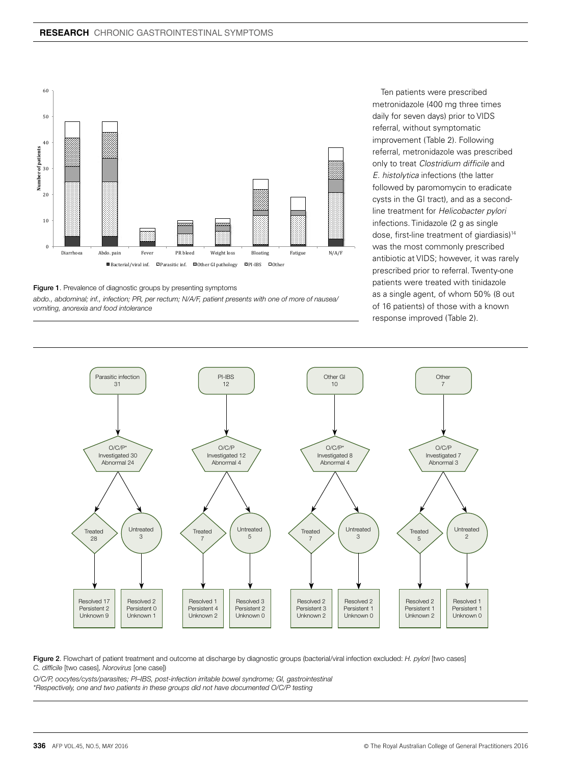Figure 1. Prevalence of diagnostic groups by presenting symptoms

*abdo., abdominal; inf., infection; PR, per rectum; N/A/F, patient presents with one of more of nausea/vomiting, anorexia and food intolerance*

Ten patients were prescribed metronidazole (400 mg three times daily for seven days) prior to VIDS referral, without symptomatic improvement (Table 2). Following referral, metronidazole was prescribed only to treat *Clostridium difficile* and *E. histolytica* infections (the latter followed by paromomycin to eradicate cysts in the GI tract), and as a second-line treatment for *Helicobacter pylori* infections. Tinidazole (2 g as single dose, first-line treatment of giardiasis)[14] was the most commonly prescribed antibiotic at VIDS; however, it was rarely prescribed prior to referral. Twenty-one patients were treated with tinidazole as a single agent, of whom 50% (8 out of 16 patients) of those with a known response improved (Table 2).

Figure 2. Flowchart of patient treatment and outcome at discharge by diagnostic groups (bacterial/viral infection excluded: *H. pylori* [two cases] *C. difficile* [two cases], *Norovirus* [one case])

*O/C/P, oocytes/cysts/parasites; PI–IBS, post-infection irritable bowel syndrome; GI, gastrointestinal*
*\*Respectively, one and two patients in these groups did not have documented O/C/P testing*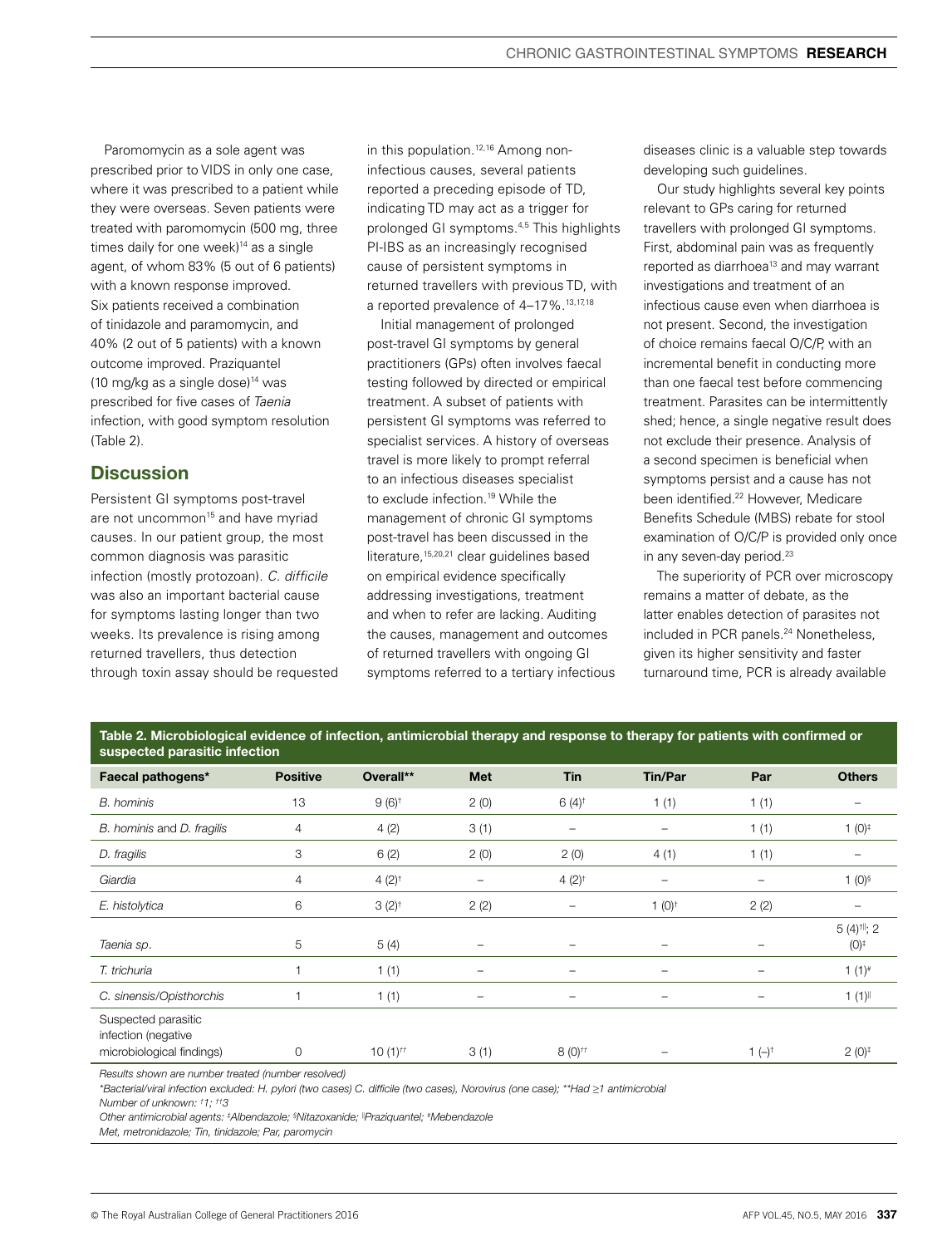Paromomycin as a sole agent was prescribed prior to VIDS in only one case, where it was prescribed to a patient while they were overseas. Seven patients were treated with paromomycin (500 mg, three times daily for one week)[14] as a single agent, of whom 83% (5 out of 6 patients) with a known response improved. Six patients received a combination of tinidazole and paramomycin, and 40% (2 out of 5 patients) with a known outcome improved. Praziquantel (10 mg/kg as a single dose)[14] was prescribed for five cases of *Taenia* infection, with good symptom resolution (Table 2).

## Discussion

Persistent GI symptoms post-travel are not uncommon[15] and have myriad causes. In our patient group, the most common diagnosis was parasitic infection (mostly protozoan). *C. difficile* was also an important bacterial cause for symptoms lasting longer than two weeks. Its prevalence is rising among returned travellers, thus detection through toxin assay should be requested in this population.[12,16] Among non-infectious causes, several patients reported a preceding episode of TD, indicating TD may act as a trigger for prolonged GI symptoms.[4,5] This highlights PI-IBS as an increasingly recognised cause of persistent symptoms in returned travellers with previous TD, with a reported prevalence of 4–17%.[13,17,18]

Initial management of prolonged post-travel GI symptoms by general practitioners (GPs) often involves faecal testing followed by directed or empirical treatment. A subset of patients with persistent GI symptoms was referred to specialist services. A history of overseas travel is more likely to prompt referral to an infectious diseases specialist to exclude infection.[19] While the management of chronic GI symptoms post-travel has been discussed in the literature,[15,20,21] clear guidelines based on empirical evidence specifically addressing investigations, treatment and when to refer are lacking. Auditing the causes, management and outcomes of returned travellers with ongoing GI symptoms referred to a tertiary infectious diseases clinic is a valuable step towards developing such guidelines.

Our study highlights several key points relevant to GPs caring for returned travellers with prolonged GI symptoms. First, abdominal pain was as frequently reported as diarrhoea[13] and may warrant investigations and treatment of an infectious cause even when diarrhoea is not present. Second, the investigation of choice remains faecal O/C/P, with an incremental benefit in conducting more than one faecal test before commencing treatment. Parasites can be intermittently shed; hence, a single negative result does not exclude their presence. Analysis of a second specimen is beneficial when symptoms persist and a cause has not been identified.[22] However, Medicare Benefits Schedule (MBS) rebate for stool examination of O/C/P is provided only once in any seven-day period.[23]

The superiority of PCR over microscopy remains a matter of debate, as the latter enables detection of parasites not included in PCR panels.[24] Nonetheless, given its higher sensitivity and faster turnaround time, PCR is already available

**Table 2. Microbiological evidence of infection, antimicrobial therapy and response to therapy for patients with confirmed or suspected parasitic infection**

| Faecal pathogens* | Positive | Overall** | Met | Tin | Tin/Par | Par | Others |
|---|---|---|---|---|---|---|---|
| *B. hominis* | 13 | 9 (6)† | 2 (0) | 6 (4)† | 1 (1) | 1 (1) | – |
| *B. hominis* and *D. fragilis* | 4 | 4 (2) | 3 (1) | – | – | 1 (1) | 1 (0)‡ |
| *D. fragilis* | 3 | 6 (2) | 2 (0) | 2 (0) | 4 (1) | 1 (1) | – |
| *Giardia* | 4 | 4 (2)† | – | 4 (2)† | – | – | 1 (0)§ |
| *E. histolytica* | 6 | 3 (2)† | 2 (2) | – | 1 (0)† | 2 (2) | – |
| *Taenia sp.* | 5 | 5 (4) | – | – | – | – | 5 (4)†‖; 2 (0)‡ |
| *T. trichuria* | 1 | 1 (1) | – | – | – | – | 1 (1)# |
| *C. sinensis/Opisthorchis* | 1 | 1 (1) | – | – | – | – | 1 (1)‖ |
| Suspected parasitic infection (negative microbiological findings) | 0 | 10 (1)†† | 3 (1) | 8 (0)†† | – | 1 (–)† | 2 (0)‡ |

*Results shown are number treated (number resolved)*

*\*Bacterial/viral infection excluded: H. pylori (two cases) C. difficile (two cases), Norovirus (one case); \*\*Had ≥1 antimicrobial*

*Number of unknown: †1; ††3*

*Other antimicrobial agents: ‡Albendazole; §Nitazoxanide; ‖Praziquantel; #Mebendazole*

*Met, metronidazole; Tin, tinidazole; Par, paromycin*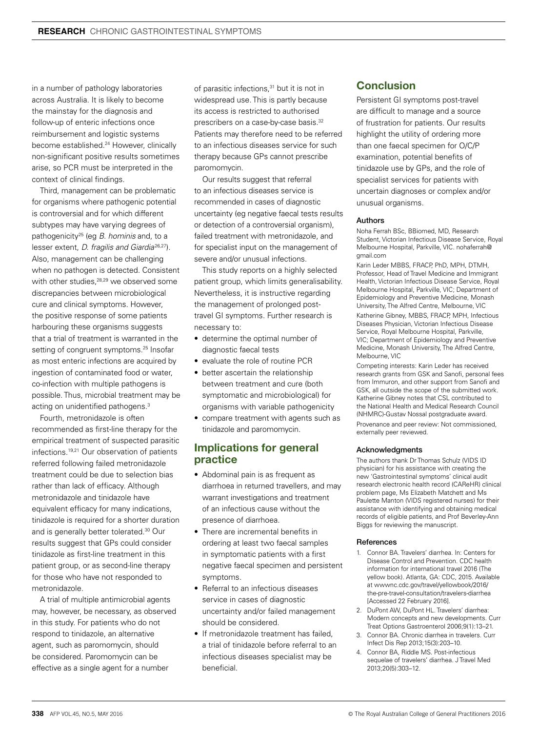in a number of pathology laboratories across Australia. It is likely to become the mainstay for the diagnosis and follow-up of enteric infections once reimbursement and logistic systems become established.[24] However, clinically non-significant positive results sometimes arise, so PCR must be interpreted in the context of clinical findings.

Third, management can be problematic for organisms where pathogenic potential is controversial and for which different subtypes may have varying degrees of pathogenicity[25] (eg *B. hominis* and, to a lesser extent, *D. fragilis and Giardia*[26,27]). Also, management can be challenging when no pathogen is detected. Consistent with other studies,[28,29] we observed some discrepancies between microbiological cure and clinical symptoms. However, the positive response of some patients harbouring these organisms suggests that a trial of treatment is warranted in the setting of congruent symptoms.[25] Insofar as most enteric infections are acquired by ingestion of contaminated food or water, co-infection with multiple pathogens is possible. Thus, microbial treatment may be acting on unidentified pathogens.[3]

Fourth, metronidazole is often recommended as first-line therapy for the empirical treatment of suspected parasitic infections.[19,21] Our observation of patients referred following failed metronidazole treatment could be due to selection bias rather than lack of efficacy. Although metronidazole and tinidazole have equivalent efficacy for many indications, tinidazole is required for a shorter duration and is generally better tolerated.[30] Our results suggest that GPs could consider tinidazole as first-line treatment in this patient group, or as second-line therapy for those who have not responded to metronidazole.

A trial of multiple antimicrobial agents may, however, be necessary, as observed in this study. For patients who do not respond to tinidazole, an alternative agent, such as paromomycin, should be considered. Paromomycin can be effective as a single agent for a number of parasitic infections,[31] but it is not in widespread use. This is partly because its access is restricted to authorised prescribers on a case-by-case basis.[32] Patients may therefore need to be referred to an infectious diseases service for such therapy because GPs cannot prescribe paromomycin.

Our results suggest that referral to an infectious diseases service is recommended in cases of diagnostic uncertainty (eg negative faecal tests results or detection of a controversial organism), failed treatment with metronidazole, and for specialist input on the management of severe and/or unusual infections.

This study reports on a highly selected patient group, which limits generalisability. Nevertheless, it is instructive regarding the management of prolonged post-travel GI symptoms. Further research is necessary to:

- determine the optimal number of diagnostic faecal tests
- evaluate the role of routine PCR
- better ascertain the relationship between treatment and cure (both symptomatic and microbiological) for organisms with variable pathogenicity
- compare treatment with agents such as tinidazole and paromomycin.

## Implications for general practice

- Abdominal pain is as frequent as diarrhoea in returned travellers, and may warrant investigations and treatment of an infectious cause without the presence of diarrhoea.
- There are incremental benefits in ordering at least two faecal samples in symptomatic patients with a first negative faecal specimen and persistent symptoms.
- Referral to an infectious diseases service in cases of diagnostic uncertainty and/or failed management should be considered.
- If metronidazole treatment has failed, a trial of tinidazole before referral to an infectious diseases specialist may be beneficial.

## Conclusion

Persistent GI symptoms post-travel are difficult to manage and a source of frustration for patients. Our results highlight the utility of ordering more than one faecal specimen for O/C/P examination, potential benefits of tinidazole use by GPs, and the role of specialist services for patients with uncertain diagnoses or complex and/or unusual organisms.

### Authors

Noha Ferrah BSc, BBiomed, MD, Research Student, Victorian Infectious Disease Service, Royal Melbourne Hospital, Parkville, VIC. nohaferrah@gmail.com

Karin Leder MBBS, FRACP, PhD, MPH, DTMH, Professor, Head of Travel Medicine and Immigrant Health, Victorian Infectious Disease Service, Royal Melbourne Hospital, Parkville, VIC; Department of Epidemiology and Preventive Medicine, Monash University, The Alfred Centre, Melbourne, VIC

Katherine Gibney, MBBS, FRACP, MPH, Infectious Diseases Physician, Victorian Infectious Disease Service, Royal Melbourne Hospital, Parkville, VIC; Department of Epidemiology and Preventive Medicine, Monash University, The Alfred Centre, Melbourne, VIC

Competing interests: Karin Leder has received research grants from GSK and Sanofi, personal fees from Immuron, and other support from Sanofi and GSK, all outside the scope of the submitted work. Katherine Gibney notes that CSL contributed to the National Health and Medical Research Council (NHMRC)-Gustav Nossal postgraduate award.

Provenance and peer review: Not commissioned, externally peer reviewed.

### Acknowledgments

The authors thank Dr Thomas Schulz (VIDS ID physician) for his assistance with creating the new 'Gastrointestinal symptoms' clinical audit research electronic health record (CAReHR) clinical problem page, Ms Elizabeth Matchett and Ms Paulette Manton (VIDS registered nurses) for their assistance with identifying and obtaining medical records of eligible patients, and Prof Beverley-Ann Biggs for reviewing the manuscript.

### References

1. Connor BA. Travelers' diarrhea. In: Centers for Disease Control and Prevention. CDC health information for international travel 2016 (The yellow book). Atlanta, GA: CDC, 2015. Available at wwwnc.cdc.gov/travel/yellowbook/2016/the-pre-travel-consultation/travelers-diarrhea [Accessed 22 February 2016].
2. DuPont AW, DuPont HL. Travelers' diarrhea: Modern concepts and new developments. Curr Treat Options Gastroenterol 2006;9(1):13–21.
3. Connor BA. Chronic diarrhea in travelers. Curr Infect Dis Rep 2013;15(3):203–10.
4. Connor BA, Riddle MS. Post-infectious sequelae of travelers' diarrhea. J Travel Med 2013;20(5):303–12.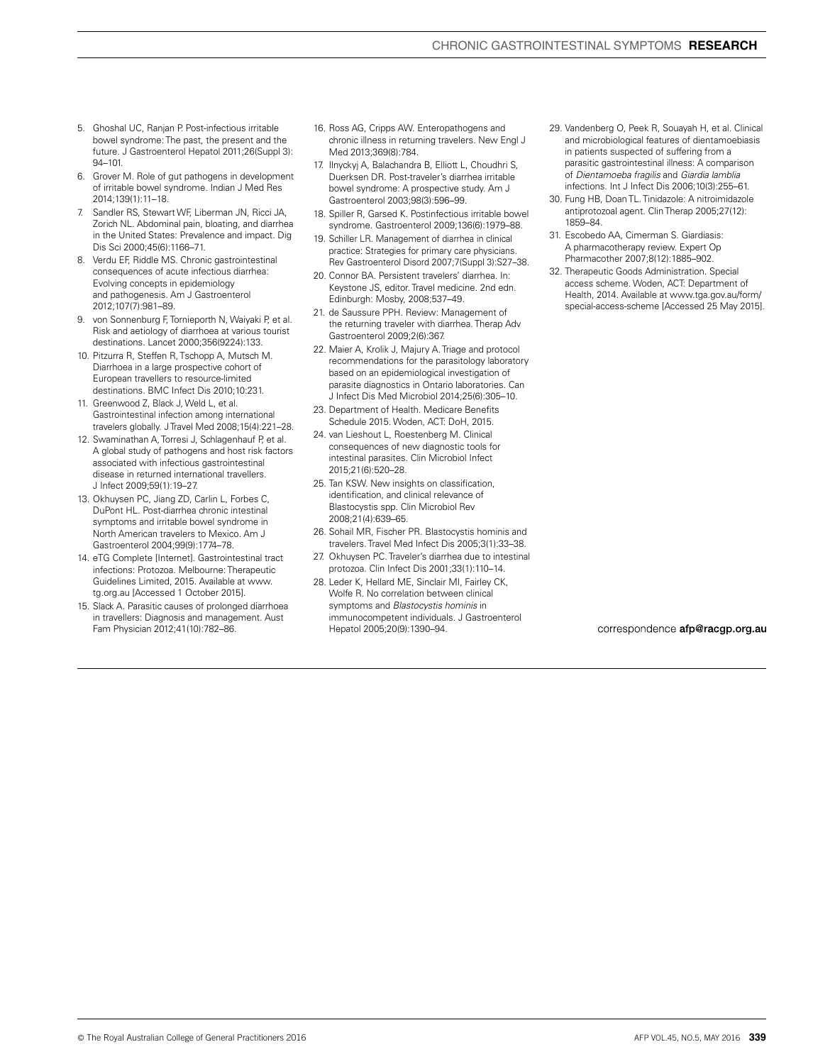5. Ghoshal UC, Ranjan P. Post-infectious irritable bowel syndrome: The past, the present and the future. J Gastroenterol Hepatol 2011;26(Suppl 3):94–101.
6. Grover M. Role of gut pathogens in development of irritable bowel syndrome. Indian J Med Res 2014;139(1):11–18.
7. Sandler RS, Stewart WF, Liberman JN, Ricci JA, Zorich NL. Abdominal pain, bloating, and diarrhea in the United States: Prevalence and impact. Dig Dis Sci 2000;45(6):1166–71.
8. Verdu EF, Riddle MS. Chronic gastrointestinal consequences of acute infectious diarrhea: Evolving concepts in epidemiology and pathogenesis. Am J Gastroenterol 2012;107(7):981–89.
9. von Sonnenburg F, Tornieporth N, Waiyaki P, et al. Risk and aetiology of diarrhoea at various tourist destinations. Lancet 2000;356(9224):133.
10. Pitzurra R, Steffen R, Tschopp A, Mutsch M. Diarrhoea in a large prospective cohort of European travellers to resource-limited destinations. BMC Infect Dis 2010;10:231.
11. Greenwood Z, Black J, Weld L, et al. Gastrointestinal infection among international travelers globally. J Travel Med 2008;15(4):221–28.
12. Swaminathan A, Torresi J, Schlagenhauf P, et al. A global study of pathogens and host risk factors associated with infectious gastrointestinal disease in returned international travellers. J Infect 2009;59(1):19–27.
13. Okhuysen PC, Jiang ZD, Carlin L, Forbes C, DuPont HL. Post-diarrhea chronic intestinal symptoms and irritable bowel syndrome in North American travelers to Mexico. Am J Gastroenterol 2004;99(9):1774–78.
14. eTG Complete [Internet]. Gastrointestinal tract infections: Protozoa. Melbourne: Therapeutic Guidelines Limited, 2015. Available at www.tg.org.au [Accessed 1 October 2015].
15. Slack A. Parasitic causes of prolonged diarrhoea in travellers: Diagnosis and management. Aust Fam Physician 2012;41(10):782–86.
16. Ross AG, Cripps AW. Enteropathogens and chronic illness in returning travelers. New Engl J Med 2013;369(8):784.
17. Ilnyckyj A, Balachandra B, Elliott L, Choudhri S, Duerksen DR. Post-traveler's diarrhea irritable bowel syndrome: A prospective study. Am J Gastroenterol 2003;98(3):596–99.
18. Spiller R, Garsed K. Postinfectious irritable bowel syndrome. Gastroenterol 2009;136(6):1979–88.
19. Schiller LR. Management of diarrhea in clinical practice: Strategies for primary care physicians. Rev Gastroenterol Disord 2007;7(Suppl 3):S27–38.
20. Connor BA. Persistent travelers' diarrhea. In: Keystone JS, editor. Travel medicine. 2nd edn. Edinburgh: Mosby, 2008;537–49.
21. de Saussure PPH. Review: Management of the returning traveler with diarrhea. Therap Adv Gastroenterol 2009;2(6):367.
22. Maier A, Krolik J, Majury A. Triage and protocol recommendations for the parasitology laboratory based on an epidemiological investigation of parasite diagnostics in Ontario laboratories. Can J Infect Dis Med Microbiol 2014;25(6):305–10.
23. Department of Health. Medicare Benefits Schedule 2015. Woden, ACT: DoH, 2015.
24. van Lieshout L, Roestenberg M. Clinical consequences of new diagnostic tools for intestinal parasites. Clin Microbiol Infect 2015;21(6):520–28.
25. Tan KSW. New insights on classification, identification, and clinical relevance of Blastocystis spp. Clin Microbiol Rev 2008;21(4):639–65.
26. Sohail MR, Fischer PR. Blastocystis hominis and travelers. Travel Med Infect Dis 2005;3(1):33–38.
27. Okhuysen PC. Traveler's diarrhea due to intestinal protozoa. Clin Infect Dis 2001;33(1):110–14.
28. Leder K, Hellard ME, Sinclair MI, Fairley CK, Wolfe R. No correlation between clinical symptoms and *Blastocystis hominis* in immunocompetent individuals. J Gastroenterol Hepatol 2005;20(9):1390–94.
29. Vandenberg O, Peek R, Souayah H, et al. Clinical and microbiological features of dientamoebiasis in patients suspected of suffering from a parasitic gastrointestinal illness: A comparison of *Dientamoeba fragilis* and *Giardia lamblia* infections. Int J Infect Dis 2006;10(3):255–61.
30. Fung HB, Doan TL. Tinidazole: A nitroimidazole antiprotozoal agent. Clin Therap 2005;27(12):1859–84.
31. Escobedo AA, Cimerman S. Giardiasis: A pharmacotherapy review. Expert Op Pharmacother 2007;8(12):1885–902.
32. Therapeutic Goods Administration. Special access scheme. Woden, ACT: Department of Health, 2014. Available at www.tga.gov.au/form/special-access-scheme [Accessed 25 May 2015].

correspondence **afp@racgp.org.au**